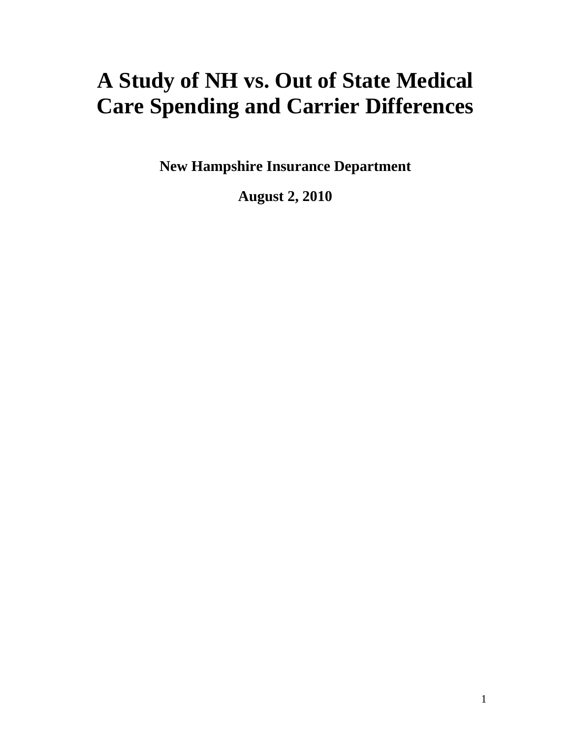# A Study of NH vs. Out of State Medical Care Spending and Carrier Differences

**New Hampshire Insurance Department**

**August 2, 2010**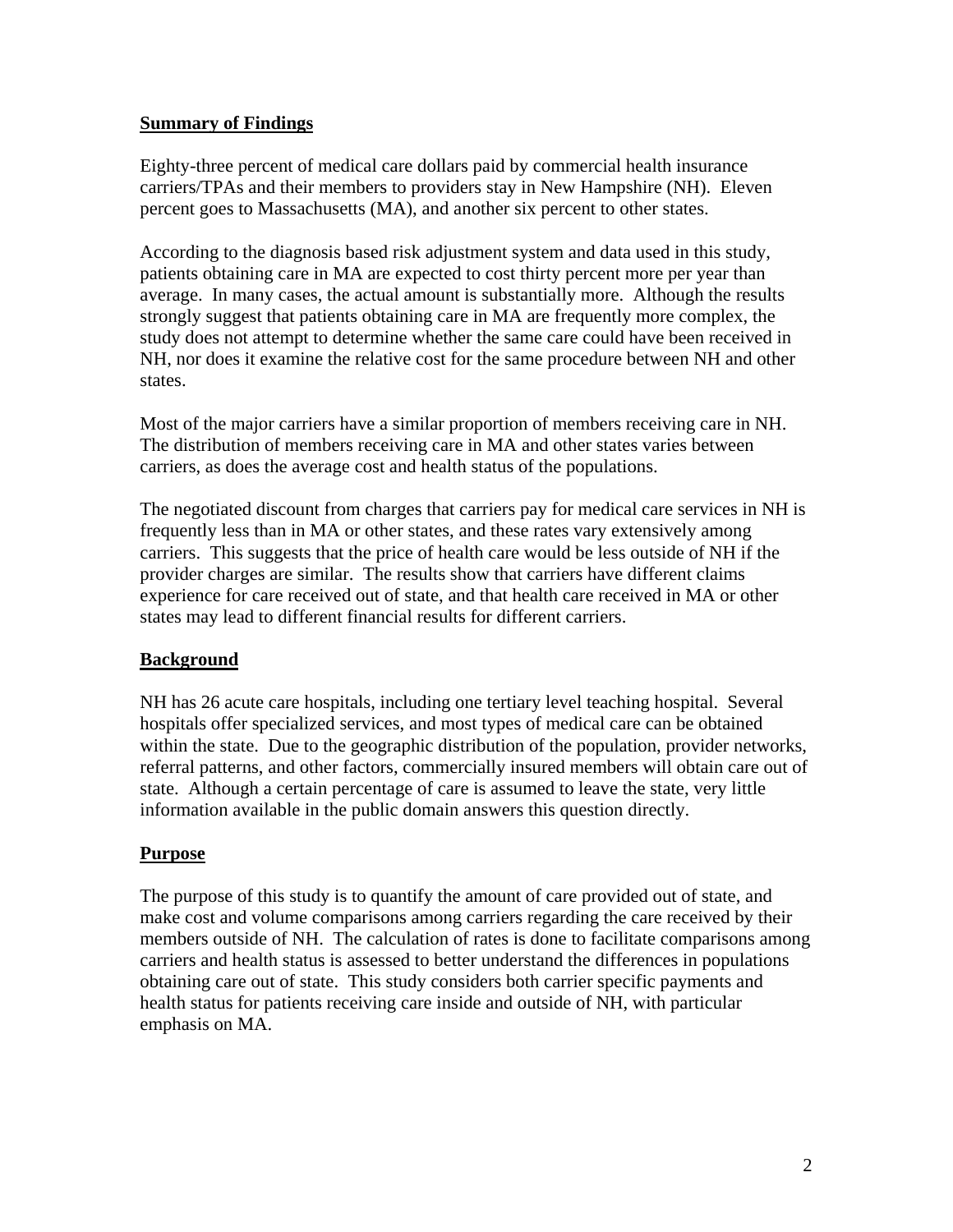## Summary of Findings

Eighty-three percent of medical care dollars paid by commercial health insurance carriers/TPAs and their members to providers stay in New Hampshire (NH). Eleven percent goes to Massachusetts (MA), and another six percent to other states.

According to the diagnosis based risk adjustment system and data used in this study, patients obtaining care in MA are expected to cost thirty percent more per year than average. In many cases, the actual amount is substantially more. Although the results strongly suggest that patients obtaining care in MA are frequently more complex, the study does not attempt to determine whether the same care could have been received in NH, nor does it examine the relative cost for the same procedure between NH and other states.

Most of the major carriers have a similar proportion of members receiving care in NH. The distribution of members receiving care in MA and other states varies between carriers, as does the average cost and health status of the populations.

The negotiated discount from charges that carriers pay for medical care services in NH is frequently less than in MA or other states, and these rates vary extensively among carriers. This suggests that the price of health care would be less outside of NH if the provider charges are similar. The results show that carriers have different claims experience for care received out of state, and that health care received in MA or other states may lead to different financial results for different carriers.

## Background

NH has 26 acute care hospitals, including one tertiary level teaching hospital. Several hospitals offer specialized services, and most types of medical care can be obtained within the state. Due to the geographic distribution of the population, provider networks, referral patterns, and other factors, commercially insured members will obtain care out of state. Although a certain percentage of care is assumed to leave the state, very little information available in the public domain answers this question directly.

## Purpose

The purpose of this study is to quantify the amount of care provided out of state, and make cost and volume comparisons among carriers regarding the care received by their members outside of NH. The calculation of rates is done to facilitate comparisons among carriers and health status is assessed to better understand the differences in populations obtaining care out of state. This study considers both carrier specific payments and health status for patients receiving care inside and outside of NH, with particular emphasis on MA.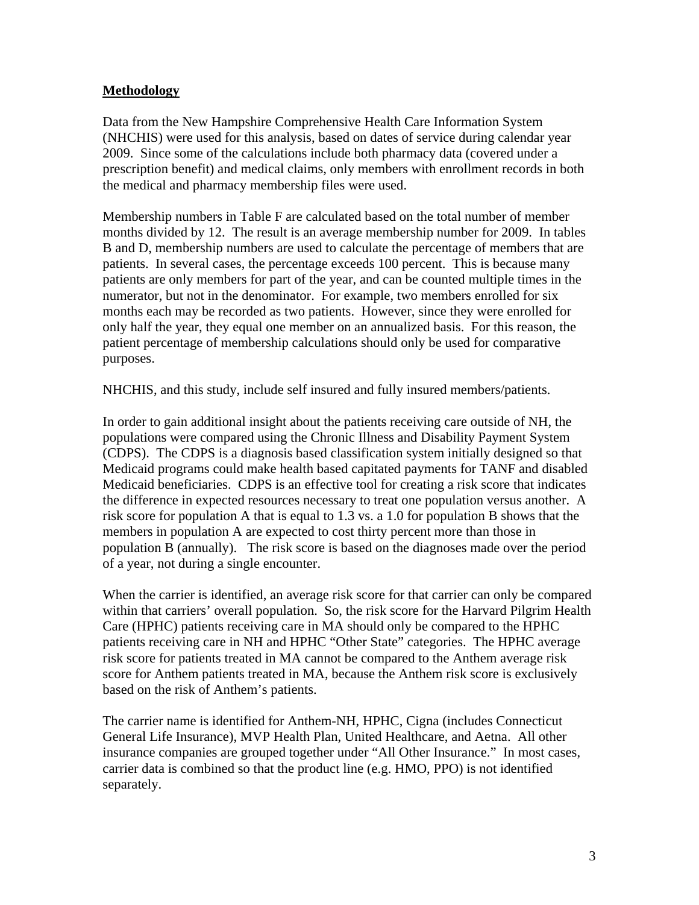## Methodology

Data from the New Hampshire Comprehensive Health Care Information System (NHCHIS) were used for this analysis, based on dates of service during calendar year 2009. Since some of the calculations include both pharmacy data (covered under a prescription benefit) and medical claims, only members with enrollment records in both the medical and pharmacy membership files were used.

Membership numbers in Table F are calculated based on the total number of member months divided by 12. The result is an average membership number for 2009. In tables B and D, membership numbers are used to calculate the percentage of members that are patients. In several cases, the percentage exceeds 100 percent. This is because many patients are only members for part of the year, and can be counted multiple times in the numerator, but not in the denominator. For example, two members enrolled for six months each may be recorded as two patients. However, since they were enrolled for only half the year, they equal one member on an annualized basis. For this reason, the patient percentage of membership calculations should only be used for comparative purposes.

NHCHIS, and this study, include self insured and fully insured members/patients.

In order to gain additional insight about the patients receiving care outside of NH, the populations were compared using the Chronic Illness and Disability Payment System (CDPS). The CDPS is a diagnosis based classification system initially designed so that Medicaid programs could make health based capitated payments for TANF and disabled Medicaid beneficiaries. CDPS is an effective tool for creating a risk score that indicates the difference in expected resources necessary to treat one population versus another. A risk score for population A that is equal to 1.3 vs. a 1.0 for population B shows that the members in population A are expected to cost thirty percent more than those in population B (annually). The risk score is based on the diagnoses made over the period of a year, not during a single encounter.

When the carrier is identified, an average risk score for that carrier can only be compared within that carriers' overall population. So, the risk score for the Harvard Pilgrim Health Care (HPHC) patients receiving care in MA should only be compared to the HPHC patients receiving care in NH and HPHC "Other State" categories. The HPHC average risk score for patients treated in MA cannot be compared to the Anthem average risk score for Anthem patients treated in MA, because the Anthem risk score is exclusively based on the risk of Anthem's patients.

The carrier name is identified for Anthem-NH, HPHC, Cigna (includes Connecticut General Life Insurance), MVP Health Plan, United Healthcare, and Aetna. All other insurance companies are grouped together under "All Other Insurance." In most cases, carrier data is combined so that the product line (e.g. HMO, PPO) is not identified separately.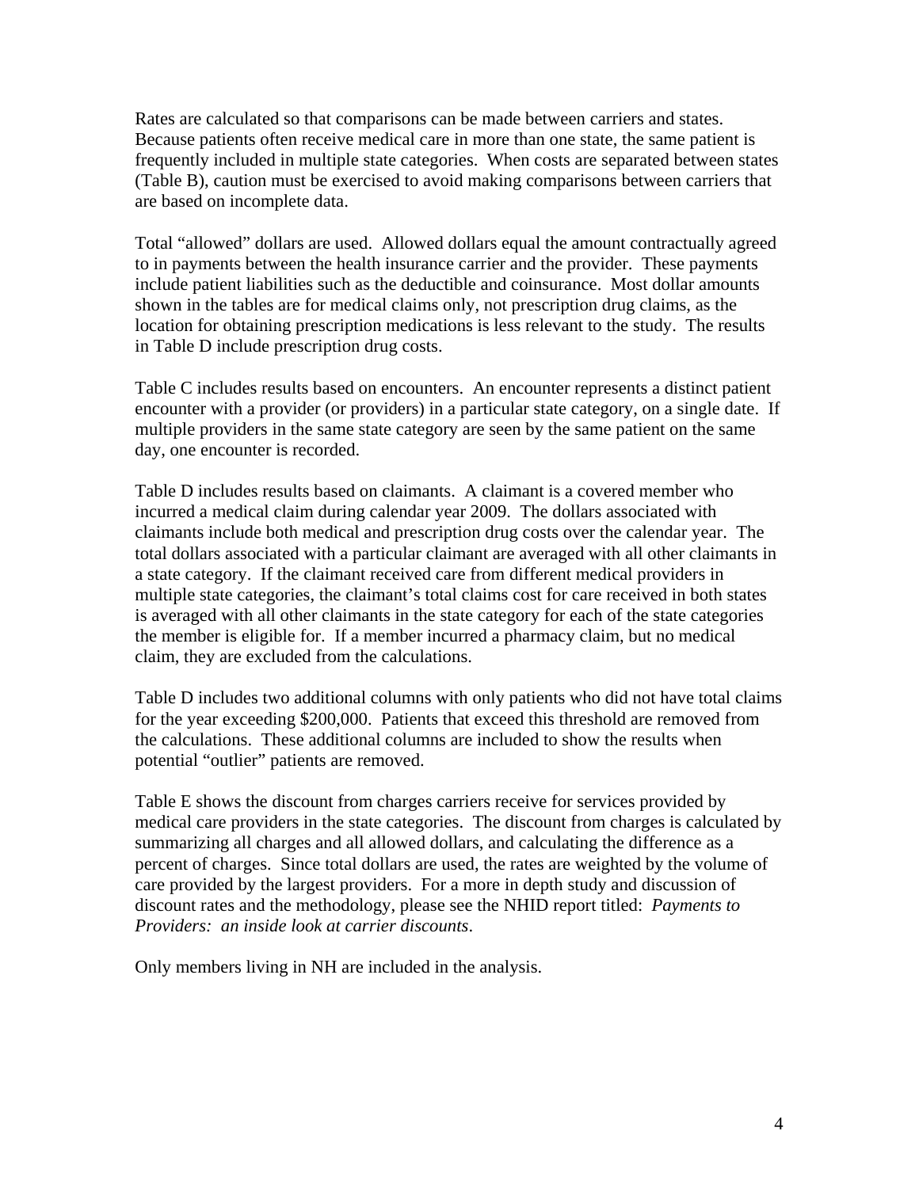Rates are calculated so that comparisons can be made between carriers and states. Because patients often receive medical care in more than one state, the same patient is frequently included in multiple state categories. When costs are separated between states (Table B), caution must be exercised to avoid making comparisons between carriers that are based on incomplete data.

Total "allowed" dollars are used. Allowed dollars equal the amount contractually agreed to in payments between the health insurance carrier and the provider. These payments include patient liabilities such as the deductible and coinsurance. Most dollar amounts shown in the tables are for medical claims only, not prescription drug claims, as the location for obtaining prescription medications is less relevant to the study. The results in Table D include prescription drug costs.

Table C includes results based on encounters. An encounter represents a distinct patient encounter with a provider (or providers) in a particular state category, on a single date. If multiple providers in the same state category are seen by the same patient on the same day, one encounter is recorded.

Table D includes results based on claimants. A claimant is a covered member who incurred a medical claim during calendar year 2009. The dollars associated with claimants include both medical and prescription drug costs over the calendar year. The total dollars associated with a particular claimant are averaged with all other claimants in a state category. If the claimant received care from different medical providers in multiple state categories, the claimant's total claims cost for care received in both states is averaged with all other claimants in the state category for each of the state categories the member is eligible for. If a member incurred a pharmacy claim, but no medical claim, they are excluded from the calculations.

Table D includes two additional columns with only patients who did not have total claims for the year exceeding $200,000. Patients that exceed this threshold are removed from the calculations. These additional columns are included to show the results when potential "outlier" patients are removed.

Table E shows the discount from charges carriers receive for services provided by medical care providers in the state categories. The discount from charges is calculated by summarizing all charges and all allowed dollars, and calculating the difference as a percent of charges. Since total dollars are used, the rates are weighted by the volume of care provided by the largest providers. For a more in depth study and discussion of discount rates and the methodology, please see the NHID report titled: *Payments to Providers: an inside look at carrier discounts*.

Only members living in NH are included in the analysis.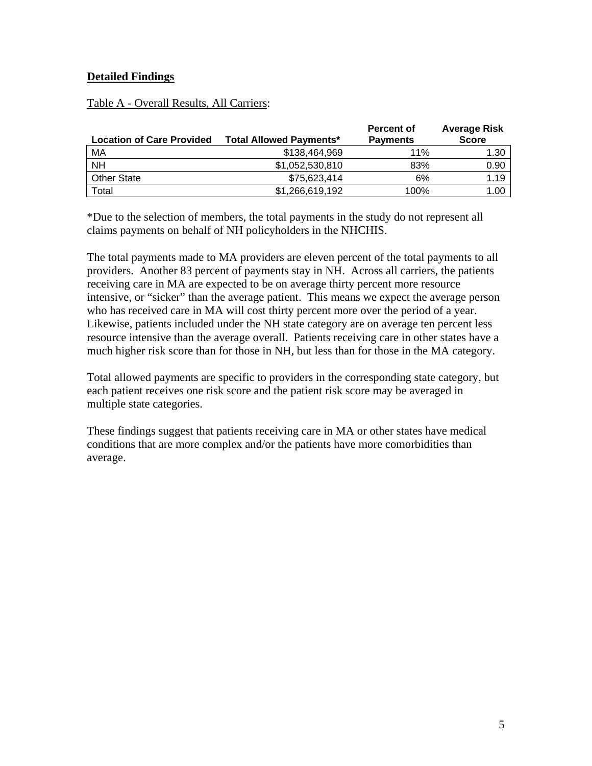## Detailed Findings

Table A - Overall Results, All Carriers:

| Location of Care Provided | Total Allowed Payments* | Percent of Payments | Average Risk Score |
|---|---|---|---|
| MA | $138,464,969 | 11% | 1.30 |
| NH | $1,052,530,810 | 83% | 0.90 |
| Other State | $75,623,414 | 6% | 1.19 |
| Total | $1,266,619,192 | 100% | 1.00 |

*Due to the selection of members, the total payments in the study do not represent all claims payments on behalf of NH policyholders in the NHCHIS.

The total payments made to MA providers are eleven percent of the total payments to all providers. Another 83 percent of payments stay in NH. Across all carriers, the patients receiving care in MA are expected to be on average thirty percent more resource intensive, or "sicker" than the average patient. This means we expect the average person who has received care in MA will cost thirty percent more over the period of a year. Likewise, patients included under the NH state category are on average ten percent less resource intensive than the average overall. Patients receiving care in other states have a much higher risk score than for those in NH, but less than for those in the MA category.

Total allowed payments are specific to providers in the corresponding state category, but each patient receives one risk score and the patient risk score may be averaged in multiple state categories.

These findings suggest that patients receiving care in MA or other states have medical conditions that are more complex and/or the patients have more comorbidities than average.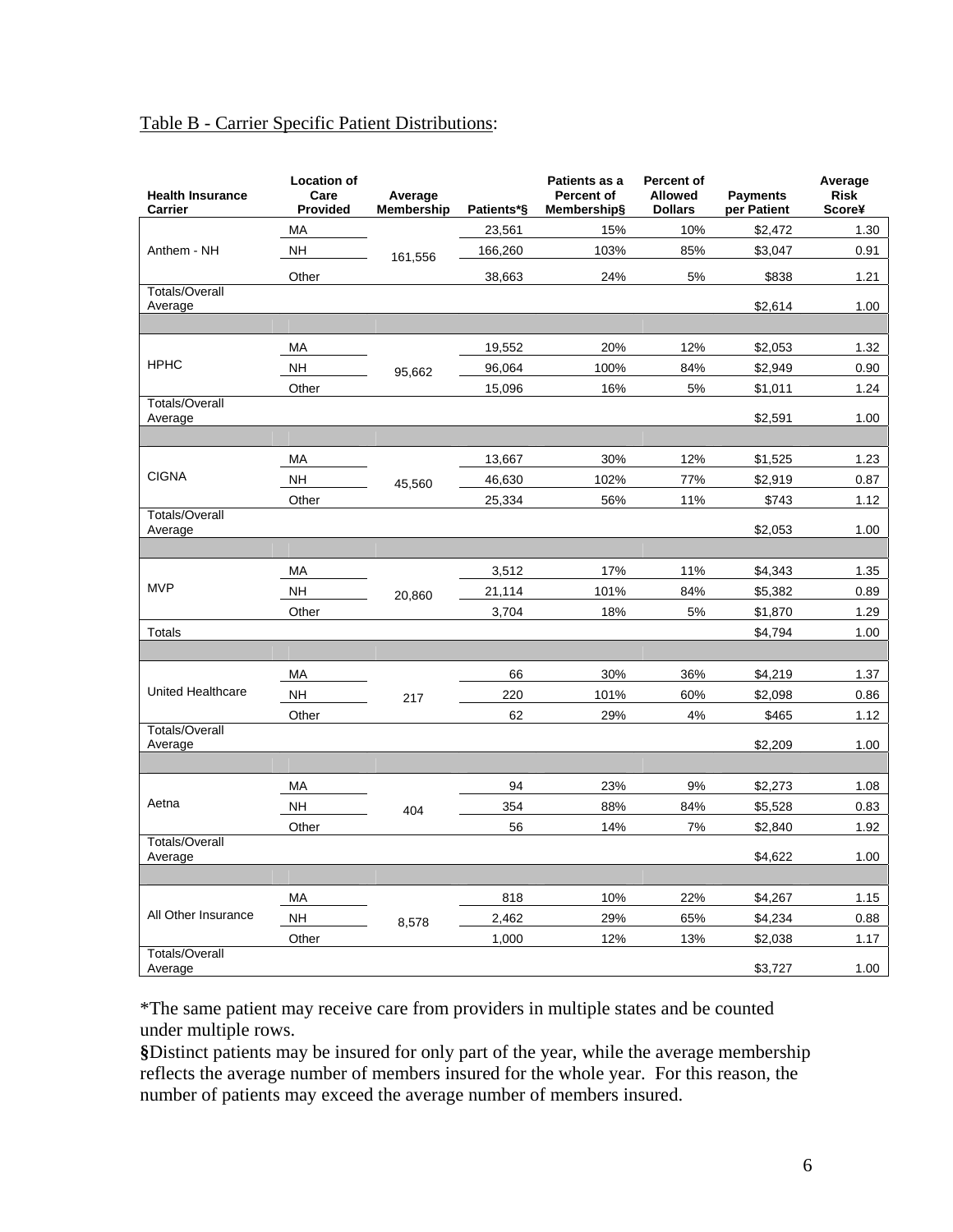Table B - Carrier Specific Patient Distributions:

| Health Insurance Carrier | Location of Care Provided | Average Membership | Patients*§ | Patients as a Percent of Membership§ | Percent of Allowed Dollars | Payments per Patient | Average Risk Score¥ |
|---|---|---|---|---|---|---|---|
| Anthem - NH | MA | 161,556 | 23,561 | 15% | 10% | $2,472 | 1.30 |
| | NH | | 166,260 | 103% | 85% | $3,047 | 0.91 |
| | Other | | 38,663 | 24% | 5% | $838 | 1.21 |
| Totals/Overall Average | | | | | | $2,614 | 1.00 |
| HPHC | MA | 95,662 | 19,552 | 20% | 12% | $2,053 | 1.32 |
| | NH | | 96,064 | 100% | 84% | $2,949 | 0.90 |
| | Other | | 15,096 | 16% | 5% | $1,011 | 1.24 |
| Totals/Overall Average | | | | | | $2,591 | 1.00 |
| CIGNA | MA | 45,560 | 13,667 | 30% | 12% | $1,525 | 1.23 |
| | NH | | 46,630 | 102% | 77% | $2,919 | 0.87 |
| | Other | | 25,334 | 56% | 11% | $743 | 1.12 |
| Totals/Overall Average | | | | | | $2,053 | 1.00 |
| MVP | MA | 20,860 | 3,512 | 17% | 11% | $4,343 | 1.35 |
| | NH | | 21,114 | 101% | 84% | $5,382 | 0.89 |
| | Other | | 3,704 | 18% | 5% | $1,870 | 1.29 |
| Totals | | | | | | $4,794 | 1.00 |
| United Healthcare | MA | 217 | 66 | 30% | 36% | $4,219 | 1.37 |
| | NH | | 220 | 101% | 60% | $2,098 | 0.86 |
| | Other | | 62 | 29% | 4% | $465 | 1.12 |
| Totals/Overall Average | | | | | | $2,209 | 1.00 |
| Aetna | MA | 404 | 94 | 23% | 9% | $2,273 | 1.08 |
| | NH | | 354 | 88% | 84% | $5,528 | 0.83 |
| | Other | | 56 | 14% | 7% | $2,840 | 1.92 |
| Totals/Overall Average | | | | | | $4,622 | 1.00 |
| All Other Insurance | MA | 8,578 | 818 | 10% | 22% | $4,267 | 1.15 |
| | NH | | 2,462 | 29% | 65% | $4,234 | 0.88 |
| | Other | | 1,000 | 12% | 13% | $2,038 | 1.17 |
| Totals/Overall Average | | | | | | $3,727 | 1.00 |

*The same patient may receive care from providers in multiple states and be counted under multiple rows.

§Distinct patients may be insured for only part of the year, while the average membership reflects the average number of members insured for the whole year. For this reason, the number of patients may exceed the average number of members insured.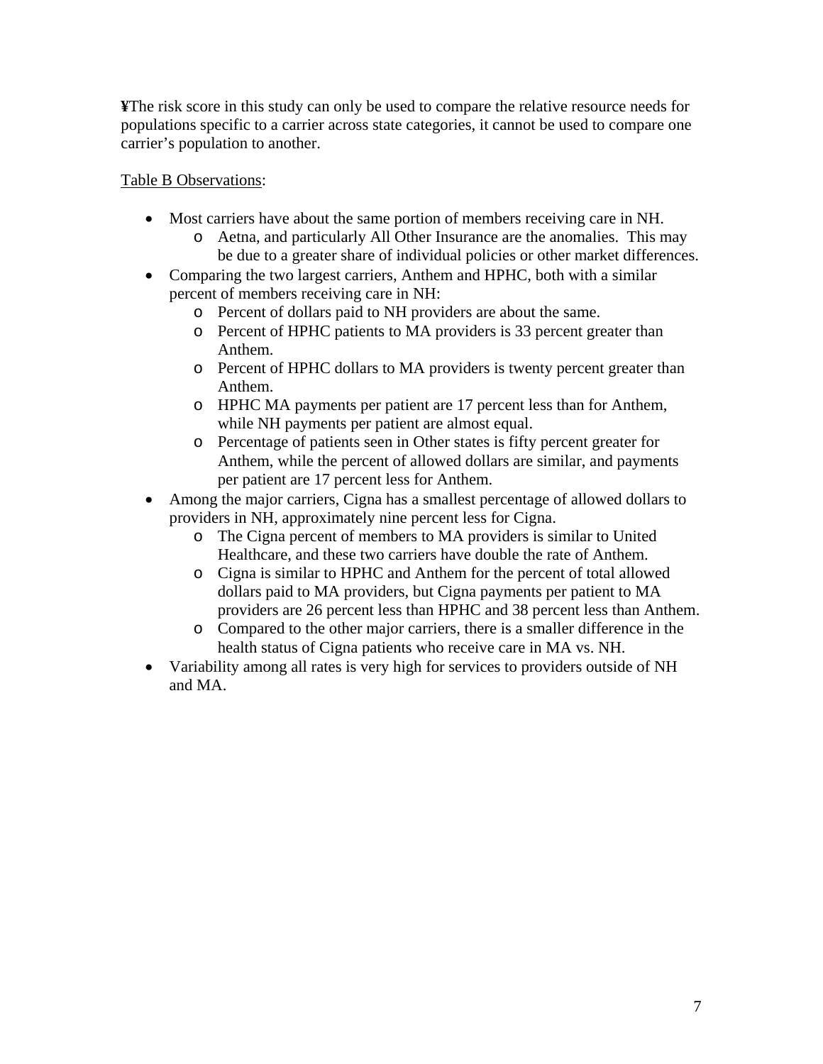**¥**The risk score in this study can only be used to compare the relative resource needs for populations specific to a carrier across state categories, it cannot be used to compare one carrier's population to another.

<u>Table B Observations</u>:

- Most carriers have about the same portion of members receiving care in NH.
  - Aetna, and particularly All Other Insurance are the anomalies. This may be due to a greater share of individual policies or other market differences.
- Comparing the two largest carriers, Anthem and HPHC, both with a similar percent of members receiving care in NH:
  - Percent of dollars paid to NH providers are about the same.
  - Percent of HPHC patients to MA providers is 33 percent greater than Anthem.
  - Percent of HPHC dollars to MA providers is twenty percent greater than Anthem.
  - HPHC MA payments per patient are 17 percent less than for Anthem, while NH payments per patient are almost equal.
  - Percentage of patients seen in Other states is fifty percent greater for Anthem, while the percent of allowed dollars are similar, and payments per patient are 17 percent less for Anthem.
- Among the major carriers, Cigna has a smallest percentage of allowed dollars to providers in NH, approximately nine percent less for Cigna.
  - The Cigna percent of members to MA providers is similar to United Healthcare, and these two carriers have double the rate of Anthem.
  - Cigna is similar to HPHC and Anthem for the percent of total allowed dollars paid to MA providers, but Cigna payments per patient to MA providers are 26 percent less than HPHC and 38 percent less than Anthem.
  - Compared to the other major carriers, there is a smaller difference in the health status of Cigna patients who receive care in MA vs. NH.
- Variability among all rates is very high for services to providers outside of NH and MA.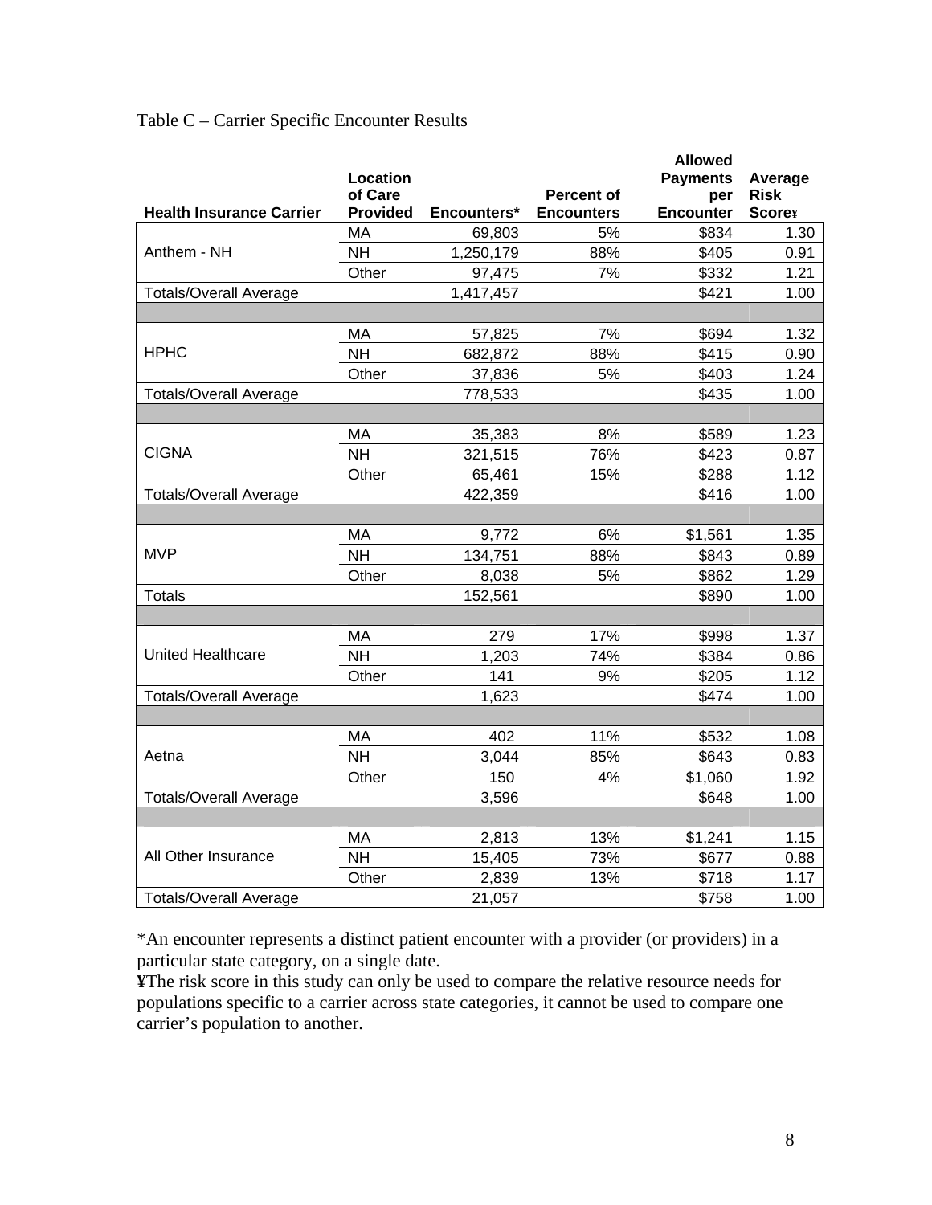Table C – Carrier Specific Encounter Results

| Health Insurance Carrier | Location of Care Provided | Encounters* | Percent of Encounters | Allowed Payments per Encounter | Average Risk Score¥ |
|---|---|---|---|---|---|
| Anthem - NH | MA | 69,803 | 5% | $834 | 1.30 |
| | NH | 1,250,179 | 88% | $405 | 0.91 |
| | Other | 97,475 | 7% | $332 | 1.21 |
| Totals/Overall Average | | 1,417,457 | | $421 | 1.00 |
| | | | | | |
| HPHC | MA | 57,825 | 7% | $694 | 1.32 |
| | NH | 682,872 | 88% | $415 | 0.90 |
| | Other | 37,836 | 5% | $403 | 1.24 |
| Totals/Overall Average | | 778,533 | | $435 | 1.00 |
| | | | | | |
| CIGNA | MA | 35,383 | 8% | $589 | 1.23 |
| | NH | 321,515 | 76% | $423 | 0.87 |
| | Other | 65,461 | 15% | $288 | 1.12 |
| Totals/Overall Average | | 422,359 | | $416 | 1.00 |
| | | | | | |
| MVP | MA | 9,772 | 6% | $1,561 | 1.35 |
| | NH | 134,751 | 88% | $843 | 0.89 |
| | Other | 8,038 | 5% | $862 | 1.29 |
| Totals | | 152,561 | | $890 | 1.00 |
| | | | | | |
| United Healthcare | MA | 279 | 17% | $998 | 1.37 |
| | NH | 1,203 | 74% | $384 | 0.86 |
| | Other | 141 | 9% | $205 | 1.12 |
| Totals/Overall Average | | 1,623 | | $474 | 1.00 |
| | | | | | |
| Aetna | MA | 402 | 11% | $532 | 1.08 |
| | NH | 3,044 | 85% | $643 | 0.83 |
| | Other | 150 | 4% | $1,060 | 1.92 |
| Totals/Overall Average | | 3,596 | | $648 | 1.00 |
| | | | | | |
| All Other Insurance | MA | 2,813 | 13% | $1,241 | 1.15 |
| | NH | 15,405 | 73% | $677 | 0.88 |
| | Other | 2,839 | 13% | $718 | 1.17 |
| Totals/Overall Average | | 21,057 | | $758 | 1.00 |

*An encounter represents a distinct patient encounter with a provider (or providers) in a particular state category, on a single date.

**¥**The risk score in this study can only be used to compare the relative resource needs for populations specific to a carrier across state categories, it cannot be used to compare one carrier's population to another.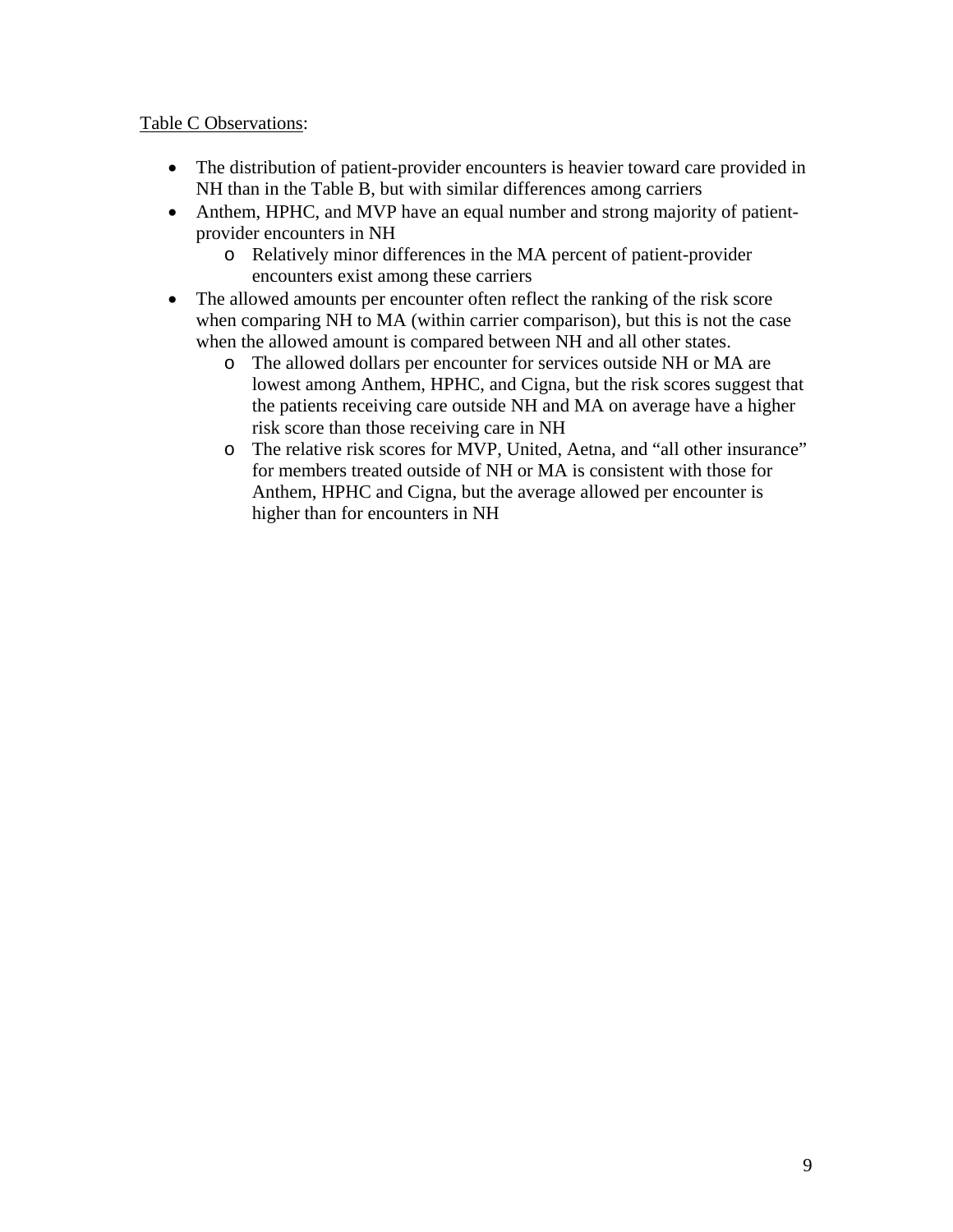<u>Table C Observations</u>:

- The distribution of patient-provider encounters is heavier toward care provided in NH than in the Table B, but with similar differences among carriers
- Anthem, HPHC, and MVP have an equal number and strong majority of patient-provider encounters in NH
    - Relatively minor differences in the MA percent of patient-provider encounters exist among these carriers
- The allowed amounts per encounter often reflect the ranking of the risk score when comparing NH to MA (within carrier comparison), but this is not the case when the allowed amount is compared between NH and all other states.
    - The allowed dollars per encounter for services outside NH or MA are lowest among Anthem, HPHC, and Cigna, but the risk scores suggest that the patients receiving care outside NH and MA on average have a higher risk score than those receiving care in NH
    - The relative risk scores for MVP, United, Aetna, and "all other insurance" for members treated outside of NH or MA is consistent with those for Anthem, HPHC and Cigna, but the average allowed per encounter is higher than for encounters in NH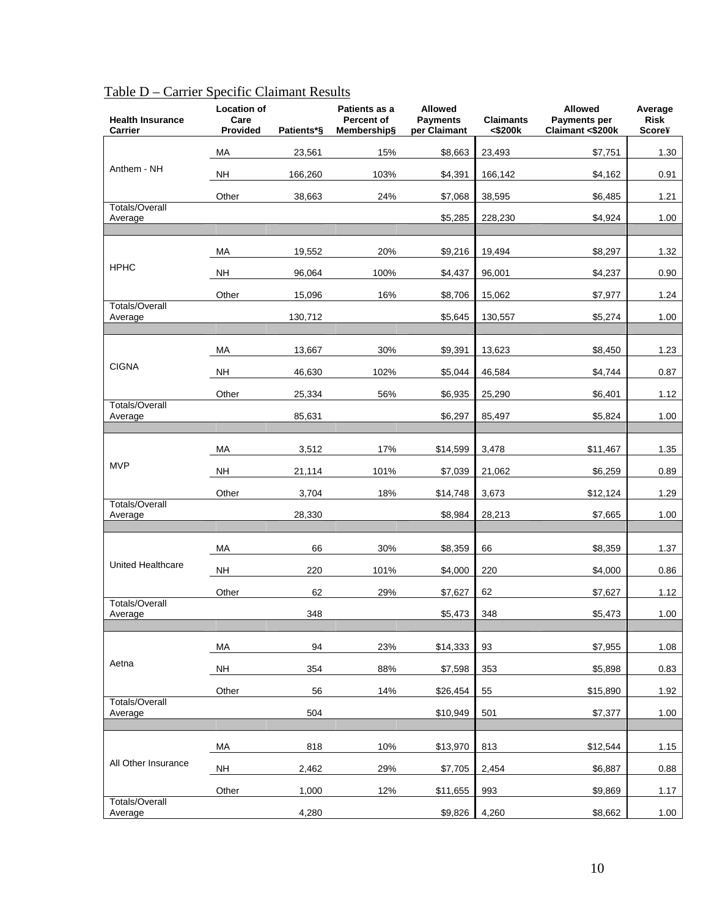Table D – Carrier Specific Claimant Results

| Health Insurance Carrier | Location of Care Provided | Patients*§ | Patients as a Percent of Membership§ | Allowed Payments per Claimant | Claimants <$200k | Allowed Payments per Claimant <$200k | Average Risk Score¥ |
|---|---|---|---|---|---|---|---|
| Anthem - NH | MA | 23,561 | 15% | $8,663 | 23,493 | $7,751 | 1.30 |
| | NH | 166,260 | 103% | $4,391 | 166,142 | $4,162 | 0.91 |
| | Other | 38,663 | 24% | $7,068 | 38,595 | $6,485 | 1.21 |
| Totals/Overall Average | | | | $5,285 | 228,230 | $4,924 | 1.00 |
| | | | | | | | |
| HPHC | MA | 19,552 | 20% | $9,216 | 19,494 | $8,297 | 1.32 |
| | NH | 96,064 | 100% | $4,437 | 96,001 | $4,237 | 0.90 |
| | Other | 15,096 | 16% | $8,706 | 15,062 | $7,977 | 1.24 |
| Totals/Overall Average | | 130,712 | | $5,645 | 130,557 | $5,274 | 1.00 |
| | | | | | | | |
| CIGNA | MA | 13,667 | 30% | $9,391 | 13,623 | $8,450 | 1.23 |
| | NH | 46,630 | 102% | $5,044 | 46,584 | $4,744 | 0.87 |
| | Other | 25,334 | 56% | $6,935 | 25,290 | $6,401 | 1.12 |
| Totals/Overall Average | | 85,631 | | $6,297 | 85,497 | $5,824 | 1.00 |
| | | | | | | | |
| MVP | MA | 3,512 | 17% | $14,599 | 3,478 | $11,467 | 1.35 |
| | NH | 21,114 | 101% | $7,039 | 21,062 | $6,259 | 0.89 |
| | Other | 3,704 | 18% | $14,748 | 3,673 | $12,124 | 1.29 |
| Totals/Overall Average | | 28,330 | | $8,984 | 28,213 | $7,665 | 1.00 |
| | | | | | | | |
| United Healthcare | MA | 66 | 30% | $8,359 | 66 | $8,359 | 1.37 |
| | NH | 220 | 101% | $4,000 | 220 | $4,000 | 0.86 |
| | Other | 62 | 29% | $7,627 | 62 | $7,627 | 1.12 |
| Totals/Overall Average | | 348 | | $5,473 | 348 | $5,473 | 1.00 |
| | | | | | | | |
| Aetna | MA | 94 | 23% | $14,333 | 93 | $7,955 | 1.08 |
| | NH | 354 | 88% | $7,598 | 353 | $5,898 | 0.83 |
| | Other | 56 | 14% | $26,454 | 55 | $15,890 | 1.92 |
| Totals/Overall Average | | 504 | | $10,949 | 501 | $7,377 | 1.00 |
| | | | | | | | |
| All Other Insurance | MA | 818 | 10% | $13,970 | 813 | $12,544 | 1.15 |
| | NH | 2,462 | 29% | $7,705 | 2,454 | $6,887 | 0.88 |
| | Other | 1,000 | 12% | $11,655 | 993 | $9,869 | 1.17 |
| Totals/Overall Average | | 4,280 | | $9,826 | 4,260 | $8,662 | 1.00 |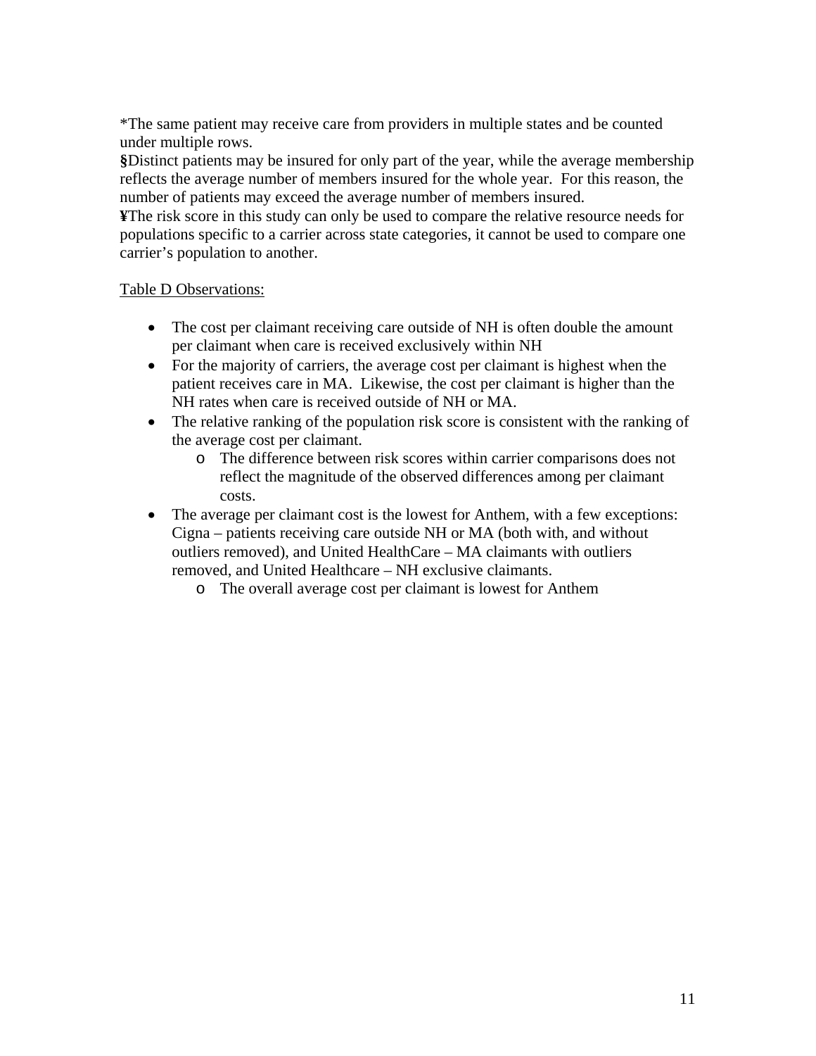*The same patient may receive care from providers in multiple states and be counted under multiple rows.
§Distinct patients may be insured for only part of the year, while the average membership reflects the average number of members insured for the whole year. For this reason, the number of patients may exceed the average number of members insured.
¥The risk score in this study can only be used to compare the relative resource needs for populations specific to a carrier across state categories, it cannot be used to compare one carrier's population to another.

<u>Table D Observations:</u>

- The cost per claimant receiving care outside of NH is often double the amount per claimant when care is received exclusively within NH
- For the majority of carriers, the average cost per claimant is highest when the patient receives care in MA. Likewise, the cost per claimant is higher than the NH rates when care is received outside of NH or MA.
- The relative ranking of the population risk score is consistent with the ranking of the average cost per claimant.
    - The difference between risk scores within carrier comparisons does not reflect the magnitude of the observed differences among per claimant costs.
- The average per claimant cost is the lowest for Anthem, with a few exceptions: Cigna – patients receiving care outside NH or MA (both with, and without outliers removed), and United HealthCare – MA claimants with outliers removed, and United Healthcare – NH exclusive claimants.
    - The overall average cost per claimant is lowest for Anthem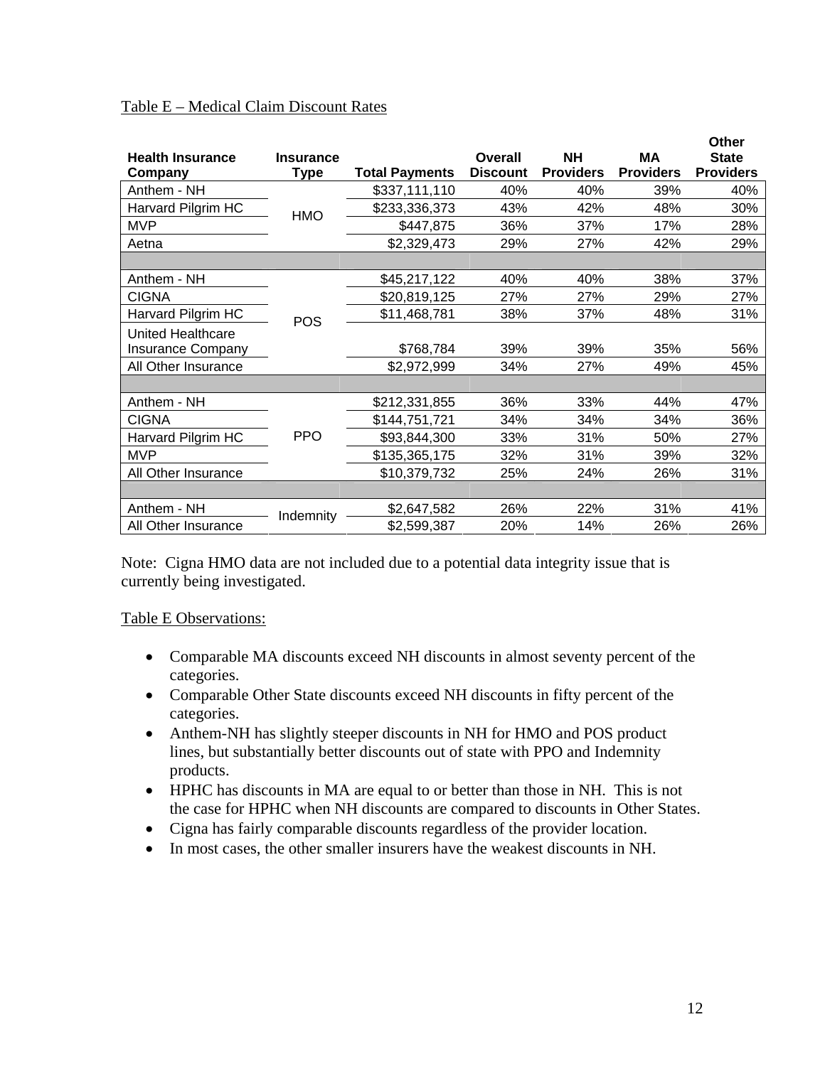Table E – Medical Claim Discount Rates

| Health Insurance Company | Insurance Type | Total Payments | Overall Discount | NH Providers | MA Providers | Other State Providers |
|---|---|---|---|---|---|---|
| Anthem - NH | HMO | $337,111,110 | 40% | 40% | 39% | 40% |
| Harvard Pilgrim HC | HMO | $233,336,373 | 43% | 42% | 48% | 30% |
| MVP | HMO | $447,875 | 36% | 37% | 17% | 28% |
| Aetna | HMO | $2,329,473 | 29% | 27% | 42% | 29% |
| | | | | | | |
| Anthem - NH | POS | $45,217,122 | 40% | 40% | 38% | 37% |
| CIGNA | POS | $20,819,125 | 27% | 27% | 29% | 27% |
| Harvard Pilgrim HC | POS | $11,468,781 | 38% | 37% | 48% | 31% |
| United Healthcare Insurance Company | POS | $768,784 | 39% | 39% | 35% | 56% |
| All Other Insurance | POS | $2,972,999 | 34% | 27% | 49% | 45% |
| | | | | | | |
| Anthem - NH | PPO | $212,331,855 | 36% | 33% | 44% | 47% |
| CIGNA | PPO | $144,751,721 | 34% | 34% | 34% | 36% |
| Harvard Pilgrim HC | PPO | $93,844,300 | 33% | 31% | 50% | 27% |
| MVP | PPO | $135,365,175 | 32% | 31% | 39% | 32% |
| All Other Insurance | PPO | $10,379,732 | 25% | 24% | 26% | 31% |
| | | | | | | |
| Anthem - NH | Indemnity | $2,647,582 | 26% | 22% | 31% | 41% |
| All Other Insurance | Indemnity | $2,599,387 | 20% | 14% | 26% | 26% |

Note: Cigna HMO data are not included due to a potential data integrity issue that is currently being investigated.

Table E Observations:

- Comparable MA discounts exceed NH discounts in almost seventy percent of the categories.
- Comparable Other State discounts exceed NH discounts in fifty percent of the categories.
- Anthem-NH has slightly steeper discounts in NH for HMO and POS product lines, but substantially better discounts out of state with PPO and Indemnity products.
- HPHC has discounts in MA are equal to or better than those in NH. This is not the case for HPHC when NH discounts are compared to discounts in Other States.
- Cigna has fairly comparable discounts regardless of the provider location.
- In most cases, the other smaller insurers have the weakest discounts in NH.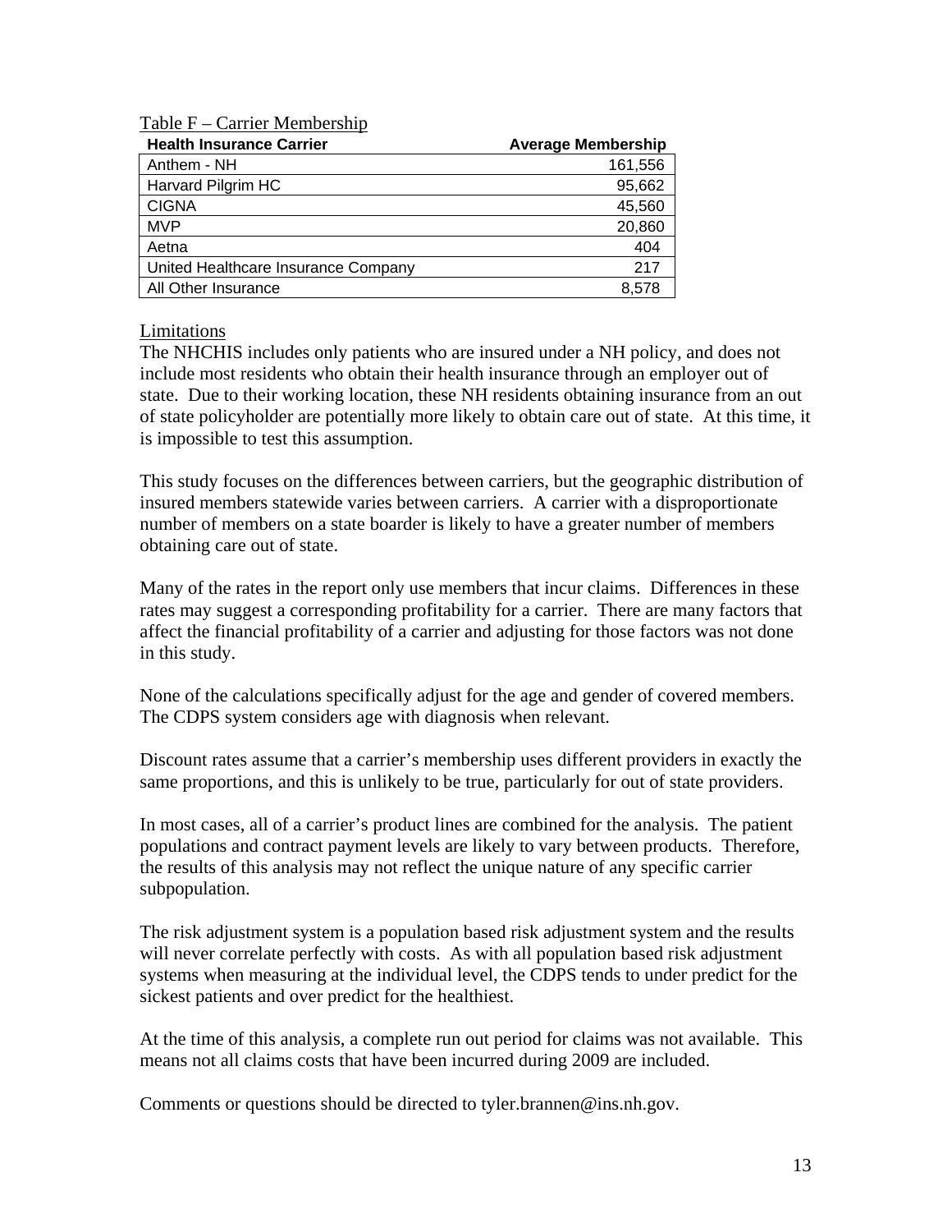Table F – Carrier Membership

| Health Insurance Carrier | Average Membership |
|---|---|
| Anthem - NH | 161,556 |
| Harvard Pilgrim HC | 95,662 |
| CIGNA | 45,560 |
| MVP | 20,860 |
| Aetna | 404 |
| United Healthcare Insurance Company | 217 |
| All Other Insurance | 8,578 |

Limitations

The NHCHIS includes only patients who are insured under a NH policy, and does not include most residents who obtain their health insurance through an employer out of state. Due to their working location, these NH residents obtaining insurance from an out of state policyholder are potentially more likely to obtain care out of state. At this time, it is impossible to test this assumption.

This study focuses on the differences between carriers, but the geographic distribution of insured members statewide varies between carriers. A carrier with a disproportionate number of members on a state boarder is likely to have a greater number of members obtaining care out of state.

Many of the rates in the report only use members that incur claims. Differences in these rates may suggest a corresponding profitability for a carrier. There are many factors that affect the financial profitability of a carrier and adjusting for those factors was not done in this study.

None of the calculations specifically adjust for the age and gender of covered members. The CDPS system considers age with diagnosis when relevant.

Discount rates assume that a carrier's membership uses different providers in exactly the same proportions, and this is unlikely to be true, particularly for out of state providers.

In most cases, all of a carrier's product lines are combined for the analysis. The patient populations and contract payment levels are likely to vary between products. Therefore, the results of this analysis may not reflect the unique nature of any specific carrier subpopulation.

The risk adjustment system is a population based risk adjustment system and the results will never correlate perfectly with costs. As with all population based risk adjustment systems when measuring at the individual level, the CDPS tends to under predict for the sickest patients and over predict for the healthiest.

At the time of this analysis, a complete run out period for claims was not available. This means not all claims costs that have been incurred during 2009 are included.

Comments or questions should be directed to tyler.brannen@ins.nh.gov.